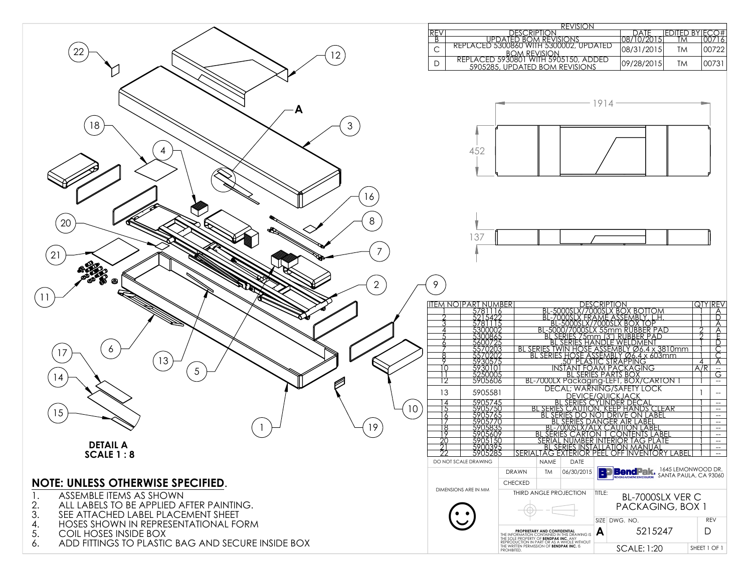## REVISION

| REV | DESCRIPTION | DATE | EDITED BY | ECO# |
|---|---|---|---|---|
| B | UPDATED BOM REVISIONS | 08/10/2015 | TM | 00716 |
| C | REPLACED 5300860 WITH 5300002, UPDATED BOM REVISION | 08/31/2015 | TM | 00722 |
| D | REPLACED 5930801 WITH 5905150, ADDED 5905285, UPDATED BOM REVISIONS | 09/28/2015 | TM | 00731 |

1914

452

137

A

DETAIL A
SCALE 1 : 8

| ITEM NO | PART NUMBER | DESCRIPTION | QTY | REV |
|---|---|---|---|---|
| 1 | 5781116 | BL-5000SLX/7000SLX BOX BOTTOM | 1 | A |
| 2 | 5215422 | BL-7000SLX FRAME ASSEMBLY, L.H. | 1 | D |
| 3 | 5781115 | BL-5000SLX/7000SLX BOX TOP | 1 | A |
| 4 | 5300002 | BL-5000/7000SLX 55mm RUBBER PAD | 2 | A |
| 5 | 5300865 | BL SERIES 75mm (3") RUBBER PAD | 2 | E |
| 6 | 5600725 | BL SERIES HANDLE WELDMENT | 1 | D |
| 7 | 5570203 | BL SERIES TWIN HOSE ASSEMBLY Ø6.4 x 3810mm | 1 | C |
| 8 | 5570202 | BL SERIES HOSE ASSEMBLY Ø6.4 x 603mm | 1 | C |
| 9 | 5930575 | .50" PLASTIC STRAPPING | 4 | A |
| 10 | 5930101 | INSTANT FOAM PACKAGING | A/R | -- |
| 11 | 5250005 | BL SERIES PARTS BOX | 1 | G |
| 12 | 5905606 | BL-7000LX Packaging-LEFT, BOX/CARTON 1 | 1 | -- |
| 13 | 5905581 | DECAL; WARNING/SAFETY LOCK DEVICE/QUICKJACK | 1 | -- |
| 14 | 5905745 | BL SERIES CYLINDER DECAL | 1 | -- |
| 15 | 5905750 | BL SERIES CAUTION, KEEP HANDS CLEAR | 1 | -- |
| 16 | 5905765 | BL SERIES DO NOT DRIVE ON LABEL | 1 | -- |
| 17 | 5905770 | BL SERIES DANGER AIR LABEL | 1 | -- |
| 18 | 5905835 | BL-7000SLX/ALX CAUTION LABEL | 1 | -- |
| 19 | 5905609 | BL SERIES CARTON 1 CONTENTS LABEL | 1 | -- |
| 20 | 5905150 | SERIAL NUMBER INTERIOR TAG PLATE | 1 | -- |
| 21 | 5900395 | BL SERIES INSTALLATION MANUAL | 1 | -- |
| 22 | 5905285 | SERIALTAG EXTERIOR PEEL OFF INVENTORY LABEL | 1 | -- |

## NOTE: UNLESS OTHERWISE SPECIFIED.

1. ASSEMBLE ITEMS AS SHOWN
2. ALL LABELS TO BE APPLIED AFTER PAINTING.
3. SEE ATTACHED LABEL PLACEMENT SHEET
4. HOSES SHOWN IN REPRESENTATIONAL FORM
5. COIL HOSES INSIDE BOX
6. ADD FITTINGS TO PLASTIC BAG AND SECURE INSIDE BOX

DO NOT SCALE DRAWING

DIMENSIONS ARE IN MM

| | NAME | DATE |
|---|---|---|
| DRAWN | TM | 06/30/2015 |
| CHECKED | | |

THIRD ANGLE PROJECTION

**PROPRIETARY AND CONFIDENTIAL**
THE INFORMATION CONTAINED IN THIS DRAWING IS THE SOLE PROPERTY OF **BENDPAK INC.** ANY REPRODUCTION IN PART OR AS A WHOLE WITHOUT THE WRITTEN PERMISSION OF **BENDPAK INC.** IS PROHIBITED.

BendPak — PROVIDING AUTOMOTIVE SERVICE SOLUTIONS — 1645 LEMONWOOD DR. SANTA PAULA, CA 93060

TITLE: BL-7000SLX VER C PACKAGING, BOX 1

SIZE: A — DWG. NO.: 5215247 — REV: D

SCALE: 1:20 — SHEET 1 OF 1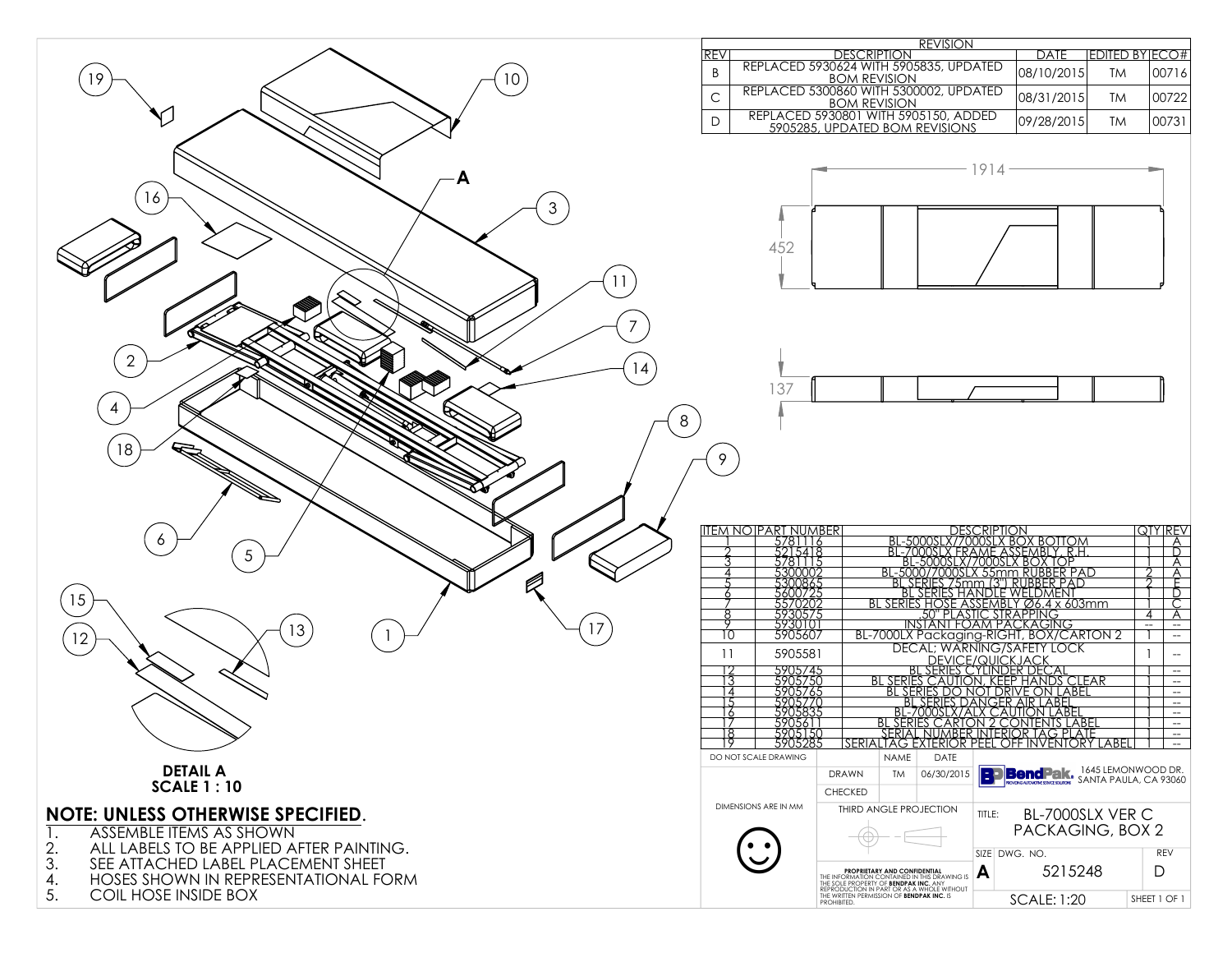| REV | DESCRIPTION | DATE | EDITED BY | ECO# |
|---|---|---|---|---|
| B | REPLACED 5930624 WITH 5905835, UPDATED BOM REVISION | 08/10/2015 | TM | 00716 |
| C | REPLACED 5300860 WITH 5300002, UPDATED BOM REVISION | 08/31/2015 | TM | 00722 |
| D | REPLACED 5930801 WITH 5905150, ADDED 5905285, UPDATED BOM REVISIONS | 09/28/2015 | TM | 00731 |

1914

452

137

A

DETAIL A
SCALE 1 : 10

| ITEM NO | PART NUMBER | DESCRIPTION | QTY | REV |
|---|---|---|---|---|
| 1 | 5781116 | BL-5000SLX/7000SLX BOX BOTTOM | 1 | A |
| 2 | 5215418 | BL-7000SLX FRAME ASSEMBLY, R.H. | 1 | D |
| 3 | 5781115 | BL-5000SLX/7000SLX BOX TOP | 1 | A |
| 4 | 5300002 | BL-5000/7000SLX 55mm RUBBER PAD | 2 | A |
| 5 | 5300865 | BL SERIES 75mm (3") RUBBER PAD | 2 | E |
| 6 | 5600725 | BL SERIES HANDLE WELDMENT | 1 | D |
| 7 | 5570202 | BL SERIES HOSE ASSEMBLY Ø6.4 x 603mm | 1 | C |
| 8 | 5930575 | .50" PLASTIC STRAPPING | 4 | A |
| 9 | 5930101 | INSTANT FOAM PACKAGING | -- | -- |
| 10 | 5905607 | BL-7000LX Packaging-RIGHT, BOX/CARTON 2 | 1 | -- |
| 11 | 5905581 | DECAL; WARNING/SAFETY LOCK DEVICE/QUICKJACK | 1 | -- |
| 12 | 5905745 | BL SERIES CYLINDER DECAL | 1 | -- |
| 13 | 5905750 | BL SERIES CAUTION, KEEP HANDS CLEAR | 1 | -- |
| 14 | 5905765 | BL SERIES DO NOT DRIVE ON LABEL | 1 | -- |
| 15 | 5905770 | BL SERIES DANGER AIR LABEL | 1 | -- |
| 16 | 5905835 | BL-7000SLX/ALX CAUTION LABEL | 1 | -- |
| 17 | 5905611 | BL SERIES CARTON 2 CONTENTS LABEL | 1 | -- |
| 18 | 5905150 | SERIAL NUMBER INTERIOR TAG PLATE | 1 | -- |
| 19 | 5905285 | SERIALTAG EXTERIOR PEEL OFF INVENTORY LABEL | 1 | -- |

## NOTE: UNLESS OTHERWISE SPECIFIED.

1. ASSEMBLE ITEMS AS SHOWN
2. ALL LABELS TO BE APPLIED AFTER PAINTING.
3. SEE ATTACHED LABEL PLACEMENT SHEET
4. HOSES SHOWN IN REPRESENTATIONAL FORM
5. COIL HOSE INSIDE BOX

DO NOT SCALE DRAWING

| | NAME | DATE |
|---|---|---|
| DRAWN | TM | 06/30/2015 |
| CHECKED | | |

DIMENSIONS ARE IN MM

THIRD ANGLE PROJECTION

BendPak — 1645 LEMONWOOD DR. SANTA PAULA, CA 93060

TITLE: BL-7000SLX VER C PACKAGING, BOX 2

SIZE: A | DWG. NO. 5215248 | REV D

SCALE: 1:20 | SHEET 1 OF 1

**PROPRIETARY AND CONFIDENTIAL**
THE INFORMATION CONTAINED IN THIS DRAWING IS THE SOLE PROPERTY OF **BENDPAK INC.** ANY REPRODUCTION IN PART OR AS A WHOLE WITHOUT THE WRITTEN PERMISSION OF **BENDPAK INC.** IS PROHIBITED.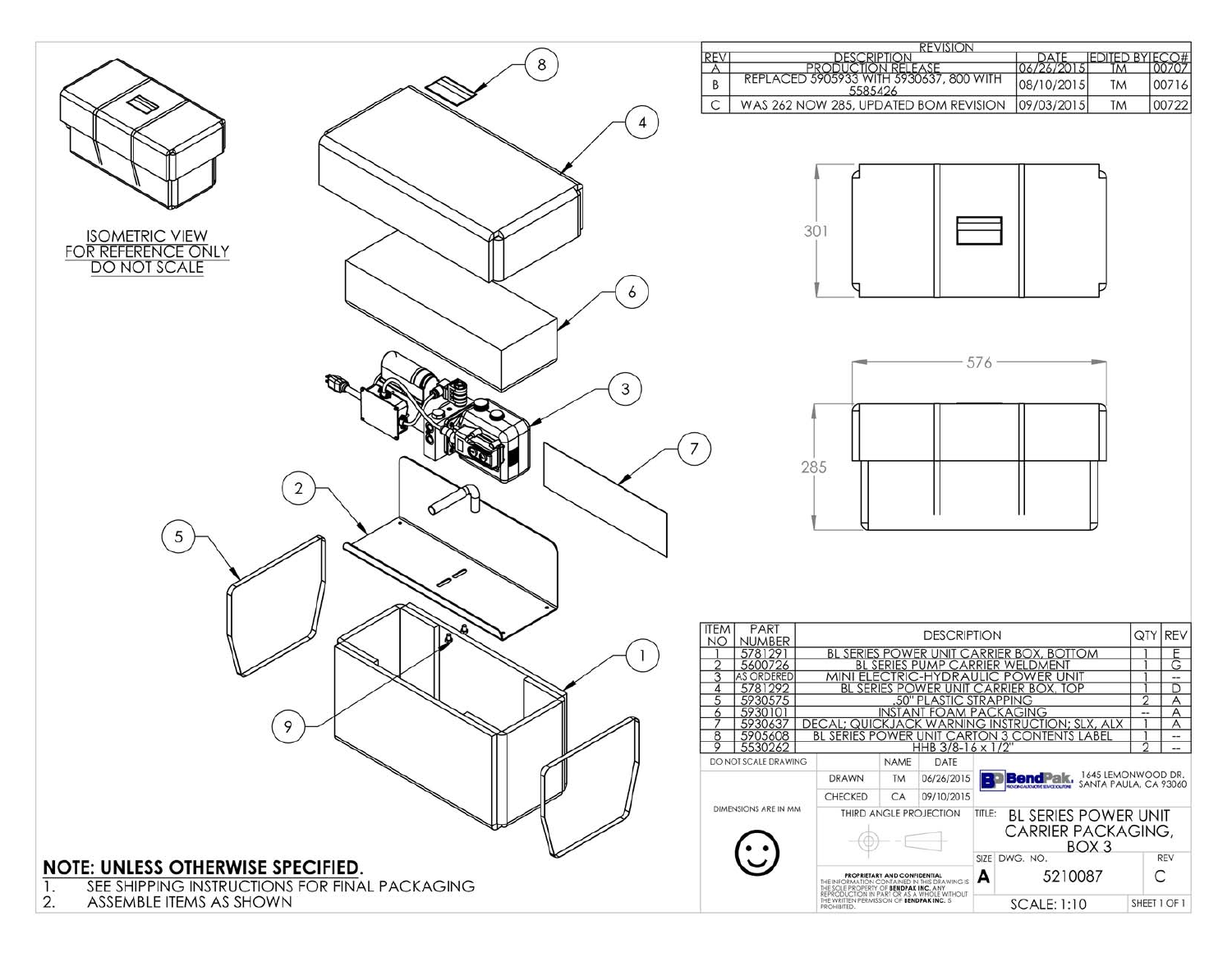| REVISION | | | | |
|---|---|---|---|---|
| REV | DESCRIPTION | DATE | EDITED BY | ECO# |
| A | PRODUCTION RELEASE | 06/26/2015 | TM | 00707 |
| B | REPLACED 5905933 WITH 5930637, 800 WITH 5585426 | 08/10/2015 | TM | 00716 |
| C | WAS 262 NOW 285, UPDATED BOM REVISION | 09/03/2015 | TM | 00722 |

ISOMETRIC VIEW
FOR REFERENCE ONLY
DO NOT SCALE

301

576

285

| ITEM NO | PART NUMBER | DESCRIPTION | QTY | REV |
|---|---|---|---|---|
| 1 | 5781291 | BL SERIES POWER UNIT CARRIER BOX, BOTTOM | 1 | E |
| 2 | 5600726 | BL SERIES PUMP CARRIER WELDMENT | 1 | G |
| 3 | AS ORDERED | MINI ELECTRIC-HYDRAULIC POWER UNIT | 1 | -- |
| 4 | 5781292 | BL SERIES POWER UNIT CARRIER BOX, TOP | 1 | D |
| 5 | 5930575 | .50" PLASTIC STRAPPING | 2 | A |
| 6 | 5930101 | INSTANT FOAM PACKAGING | -- | A |
| 7 | 5930637 | DECAL; QUICKJACK WARNING INSTRUCTION; SLX, ALX | 1 | A |
| 8 | 5905608 | BL SERIES POWER UNIT CARTON 3 CONTENTS LABEL | 1 | -- |
| 9 | 5530262 | HHB 3/8-16 x 1/2" | 2 | -- |

| DO NOT SCALE DRAWING | | NAME | DATE |
|---|---|---|---|
| | DRAWN | TM | 06/26/2015 |
| DIMENSIONS ARE IN MM | CHECKED | CA | 09/10/2015 |

THIRD ANGLE PROJECTION

BendPak — 1645 LEMONWOOD DR. SANTA PAULA, CA 93060

TITLE: BL SERIES POWER UNIT CARRIER PACKAGING, BOX 3

SIZE: A — DWG. NO. 5210087 — REV C

SCALE: 1:10 — SHEET 1 OF 1

PROPRIETARY AND CONFIDENTIAL
THE INFORMATION CONTAINED IN THIS DRAWING IS THE SOLE PROPERTY OF BENDPAK INC. ANY REPRODUCTION IN PART OR AS A WHOLE WITHOUT THE WRITTEN PERMISSION OF BENDPAK INC. IS PROHIBITED.

## NOTE: UNLESS OTHERWISE SPECIFIED.

1. SEE SHIPPING INSTRUCTIONS FOR FINAL PACKAGING
2. ASSEMBLE ITEMS AS SHOWN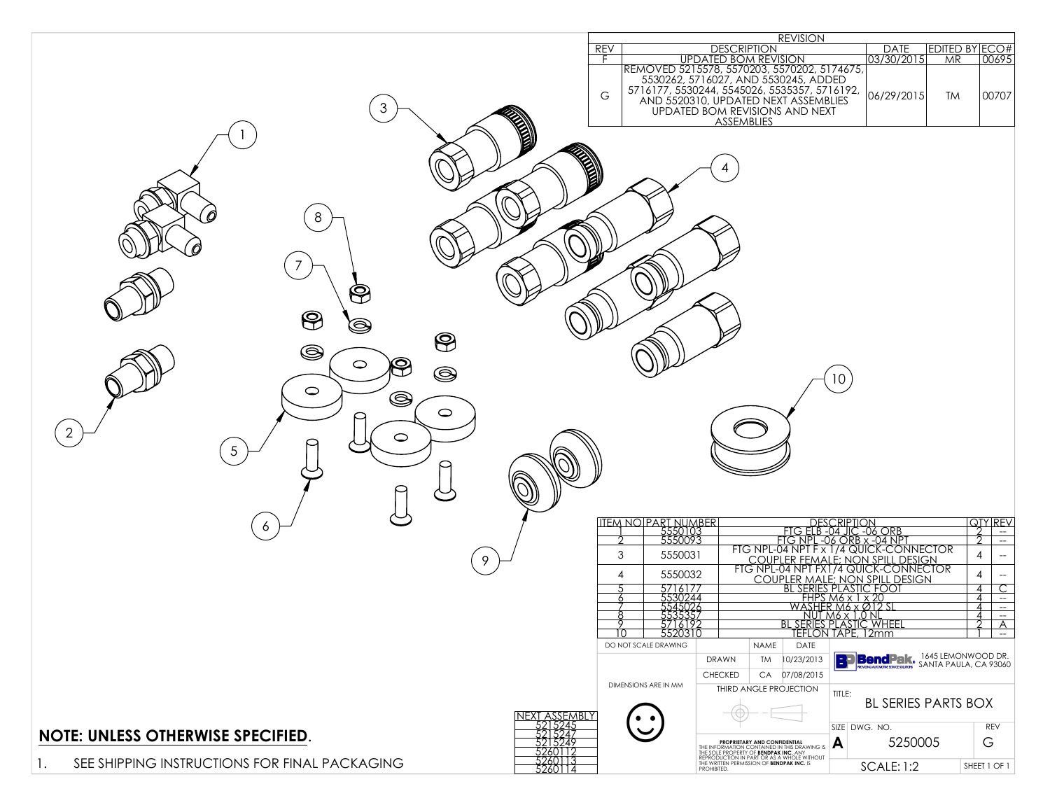| REV | DESCRIPTION | DATE | EDITED BY | ECO# |
|---|---|---|---|---|
| F | UPDATED BOM REVISION | 03/30/2015 | MR | 00695 |
| G | REMOVED 5215578, 5570203, 5570202, 5174675, 5530262, 5716027, AND 5530245, ADDED 5716177, 5530244, 5545026, 5535357, 5716192, AND 5520310, UPDATED NEXT ASSEMBLIES UPDATED BOM REVISIONS AND NEXT ASSEMBLIES | 06/29/2015 | TM | 00707 |

| ITEM NO | PART NUMBER | DESCRIPTION | QTY | REV |
|---|---|---|---|---|
| 1 | 5550103 | FTG ELB -04 JIC -06 ORB | 2 | -- |
| 2 | 5550093 | FTG NPL -06 ORB x -04 NPT | 2 | -- |
| 3 | 5550031 | FTG NPL-04 NPT F x 1/4 QUICK-CONNECTOR COUPLER FEMALE; NON SPILL DESIGN | 4 | -- |
| 4 | 5550032 | FTG NPL-04 NPT FX1/4 QUICK-CONNECTOR COUPLER MALE; NON SPILL DESIGN | 4 | -- |
| 5 | 5716177 | BL SERIES PLASTIC FOOT | 4 | C |
| 6 | 5530244 | FHPS M6 x 1 x 20 | 4 | -- |
| 7 | 5545026 | WASHER M6 x Ø12 SL | 4 | -- |
| 8 | 5535357 | NUT M6 x 1.0 NL | 4 | -- |
| 9 | 5716192 | BL SERIES PLASTIC WHEEL | 2 | A |
| 10 | 5520310 | TEFLON TAPE, 12mm | 1 | -- |

| NEXT ASSEMBLY |
|---|
| 5215245 |
| 5215247 |
| 5215249 |
| 5260112 |
| 5260113 |
| 5260114 |

DO NOT SCALE DRAWING

DIMENSIONS ARE IN MM

| | NAME | DATE |
|---|---|---|
| DRAWN | TM | 10/23/2013 |
| CHECKED | CA | 07/08/2015 |

THIRD ANGLE PROJECTION

**PROPRIETARY AND CONFIDENTIAL**
THE INFORMATION CONTAINED IN THIS DRAWING IS THE SOLE PROPERTY OF **BENDPAK INC.** ANY REPRODUCTION IN PART OR AS A WHOLE WITHOUT THE WRITTEN PERMISSION OF **BENDPAK INC.** IS PROHIBITED.

BendPak — PROVIDING AUTOMOTIVE SERVICE SOLUTIONS — 1645 LEMONWOOD DR. SANTA PAULA, CA 93060

TITLE: BL SERIES PARTS BOX

SIZE: A | DWG. NO.: 5250005 | REV: G

SCALE: 1:2 | SHEET 1 OF 1

**NOTE: UNLESS OTHERWISE SPECIFIED**.

1. SEE SHIPPING INSTRUCTIONS FOR FINAL PACKAGING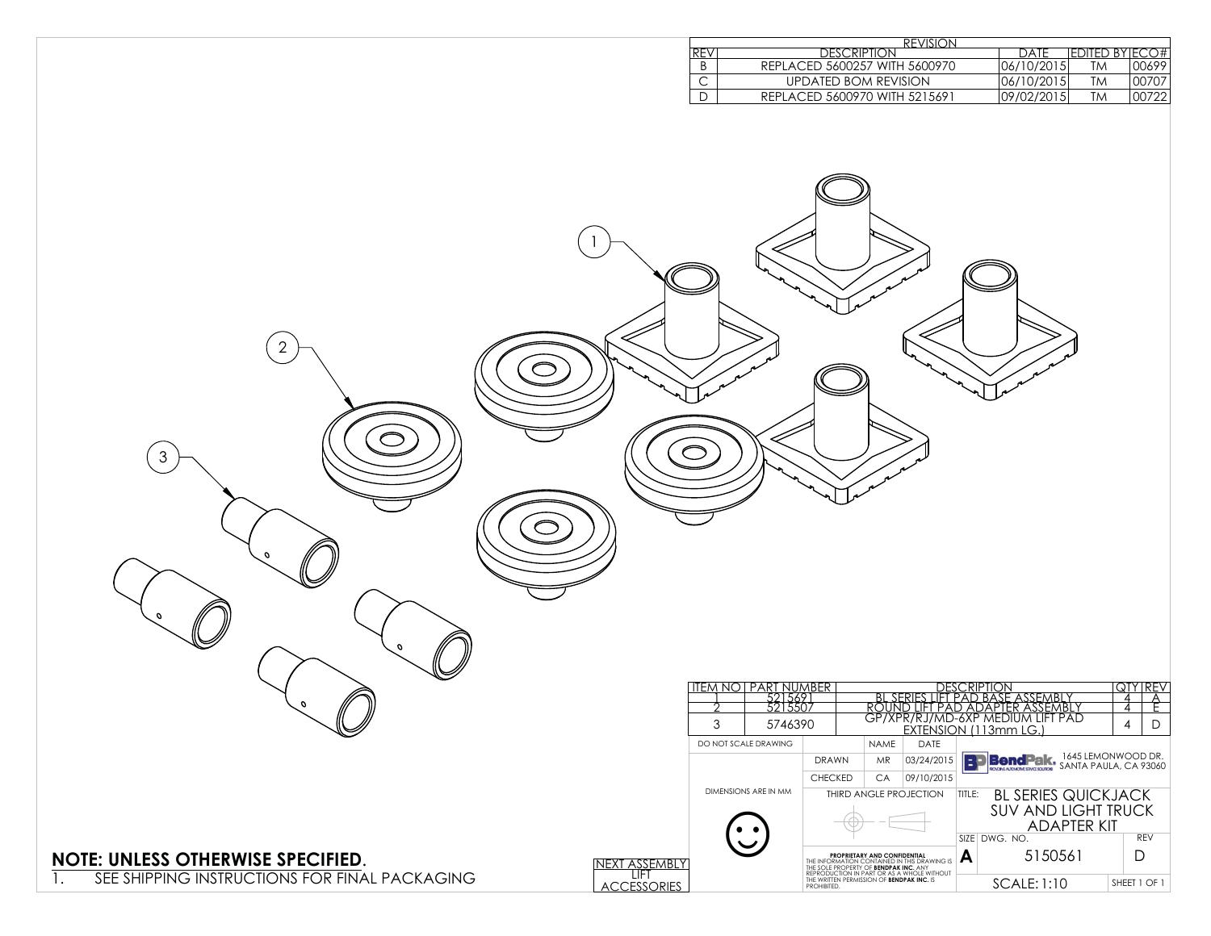| REVISION | | | | |
|---|---|---|---|---|
| REV | DESCRIPTION | DATE | EDITED BY | ECO# |
| B | REPLACED 5600257 WITH 5600970 | 06/10/2015 | TM | 00699 |
| C | UPDATED BOM REVISION | 06/10/2015 | TM | 00707 |
| D | REPLACED 5600970 WITH 5215691 | 09/02/2015 | TM | 00722 |

1

2

3

| ITEM NO | PART NUMBER | DESCRIPTION | QTY | REV |
|---|---|---|---|---|
| 1 | 5215691 | BL SERIES LIFT PAD BASE ASSEMBLY | 4 | A |
| 2 | 5215507 | ROUND LIFT PAD ADAPTER ASSEMBLY | 4 | E |
| 3 | 5746390 | GP/XPR/RJ/MD-6XP MEDIUM LIFT PAD EXTENSION (113mm LG.) | 4 | D |

| | | NAME | DATE |
|---|---|---|---|
| DO NOT SCALE DRAWING | | | |
| | DRAWN | MR | 03/24/2015 |
| | CHECKED | CA | 09/10/2015 |
| DIMENSIONS ARE IN MM | THIRD ANGLE PROJECTION | | |

BendPak. 1645 LEMONWOOD DR. SANTA PAULA, CA 93060

TITLE: BL SERIES QUICKJACK SUV AND LIGHT TRUCK ADAPTER KIT

SIZE: A  DWG. NO. 5150561  REV: D

SCALE: 1:10  SHEET 1 OF 1

**PROPRIETARY AND CONFIDENTIAL**
THE INFORMATION CONTAINED IN THIS DRAWING IS THE SOLE PROPERTY OF **BENDPAK INC.** ANY REPRODUCTION IN PART OR AS A WHOLE WITHOUT THE WRITTEN PERMISSION OF **BENDPAK INC.** IS PROHIBITED.

NEXT ASSEMBLY: LIFT ACCESSORIES

**NOTE: UNLESS OTHERWISE SPECIFIED.**

1. SEE SHIPPING INSTRUCTIONS FOR FINAL PACKAGING